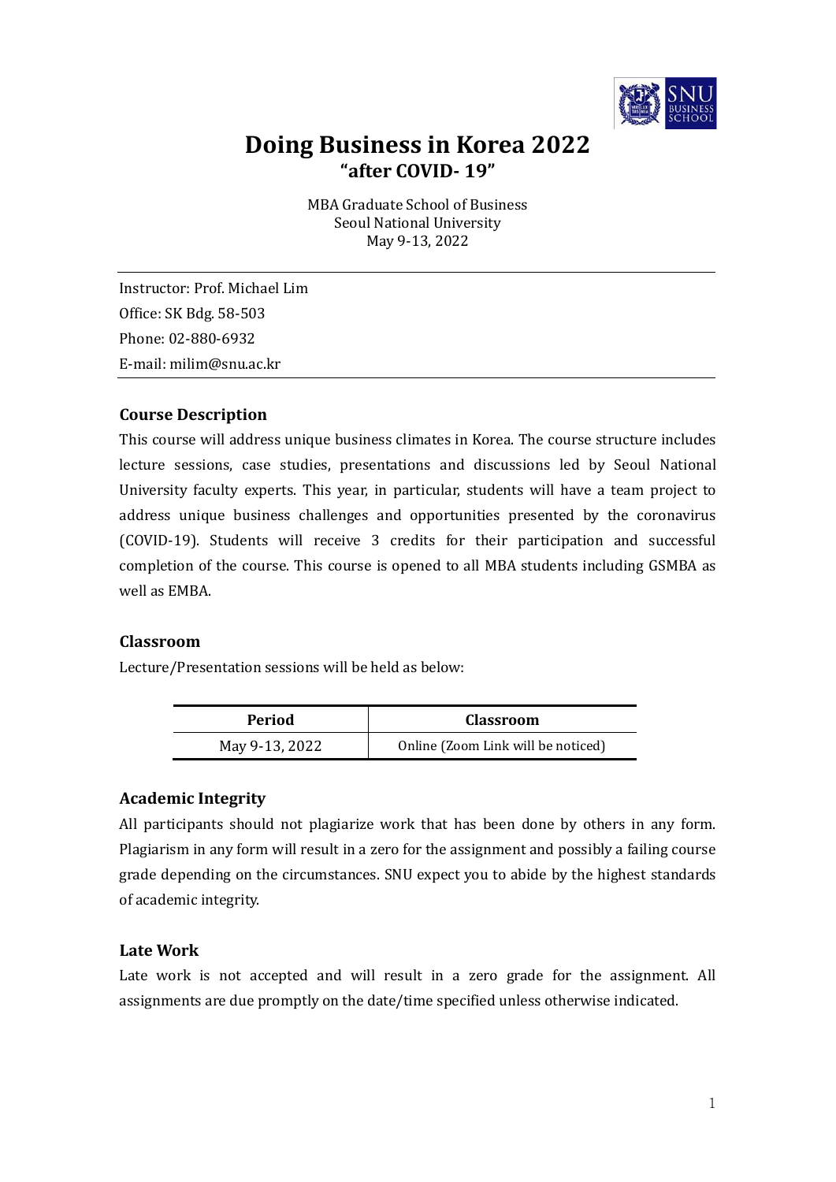# Doing Business in Korea 2022

## "after COVID- 19"

MBA Graduate School of Business
Seoul National University
May 9-13, 2022

---

Instructor: Prof. Michael Lim
Office: SK Bdg. 58-503
Phone: 02-880-6932
E-mail: milim@snu.ac.kr

---

### Course Description

This course will address unique business climates in Korea. The course structure includes lecture sessions, case studies, presentations and discussions led by Seoul National University faculty experts. This year, in particular, students will have a team project to address unique business challenges and opportunities presented by the coronavirus (COVID-19). Students will receive 3 credits for their participation and successful completion of the course. This course is opened to all MBA students including GSMBA as well as EMBA.

### Classroom

Lecture/Presentation sessions will be held as below:

| Period | Classroom |
| --- | --- |
| May 9-13, 2022 | Online (Zoom Link will be noticed) |

### Academic Integrity

All participants should not plagiarize work that has been done by others in any form. Plagiarism in any form will result in a zero for the assignment and possibly a failing course grade depending on the circumstances. SNU expect you to abide by the highest standards of academic integrity.

### Late Work

Late work is not accepted and will result in a zero grade for the assignment. All assignments are due promptly on the date/time specified unless otherwise indicated.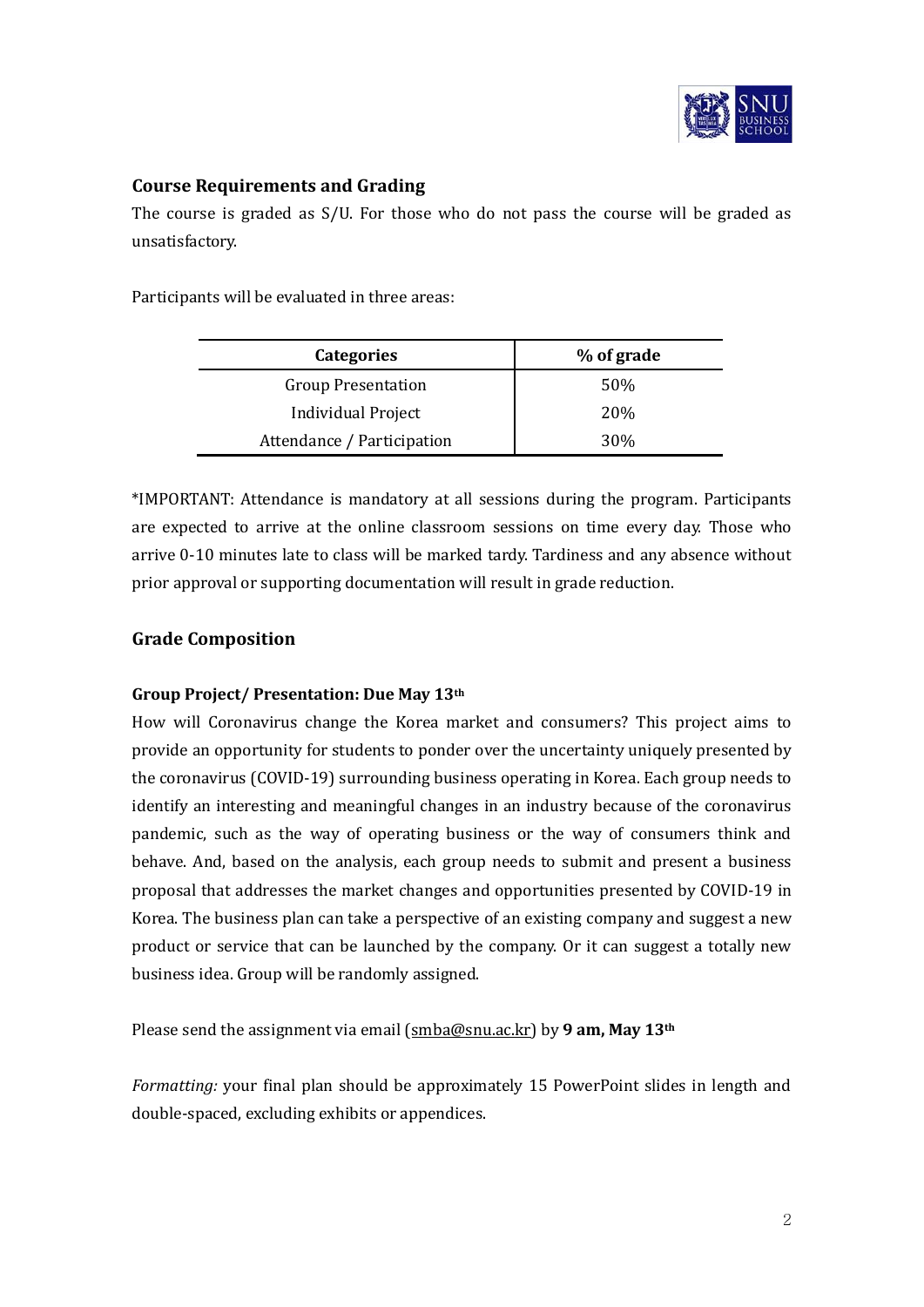## Course Requirements and Grading

The course is graded as S/U. For those who do not pass the course will be graded as unsatisfactory.

Participants will be evaluated in three areas:

| Categories | % of grade |
|---|---|
| Group Presentation | 50% |
| Individual Project | 20% |
| Attendance / Participation | 30% |

*IMPORTANT: Attendance is mandatory at all sessions during the program. Participants are expected to arrive at the online classroom sessions on time every day. Those who arrive 0-10 minutes late to class will be marked tardy. Tardiness and any absence without prior approval or supporting documentation will result in grade reduction.

## Grade Composition

### Group Project/ Presentation: Due May 13th

How will Coronavirus change the Korea market and consumers? This project aims to provide an opportunity for students to ponder over the uncertainty uniquely presented by the coronavirus (COVID-19) surrounding business operating in Korea. Each group needs to identify an interesting and meaningful changes in an industry because of the coronavirus pandemic, such as the way of operating business or the way of consumers think and behave. And, based on the analysis, each group needs to submit and present a business proposal that addresses the market changes and opportunities presented by COVID-19 in Korea. The business plan can take a perspective of an existing company and suggest a new product or service that can be launched by the company. Or it can suggest a totally new business idea. Group will be randomly assigned.

Please send the assignment via email (smba@snu.ac.kr) by **9 am, May 13th**

*Formatting:* your final plan should be approximately 15 PowerPoint slides in length and double-spaced, excluding exhibits or appendices.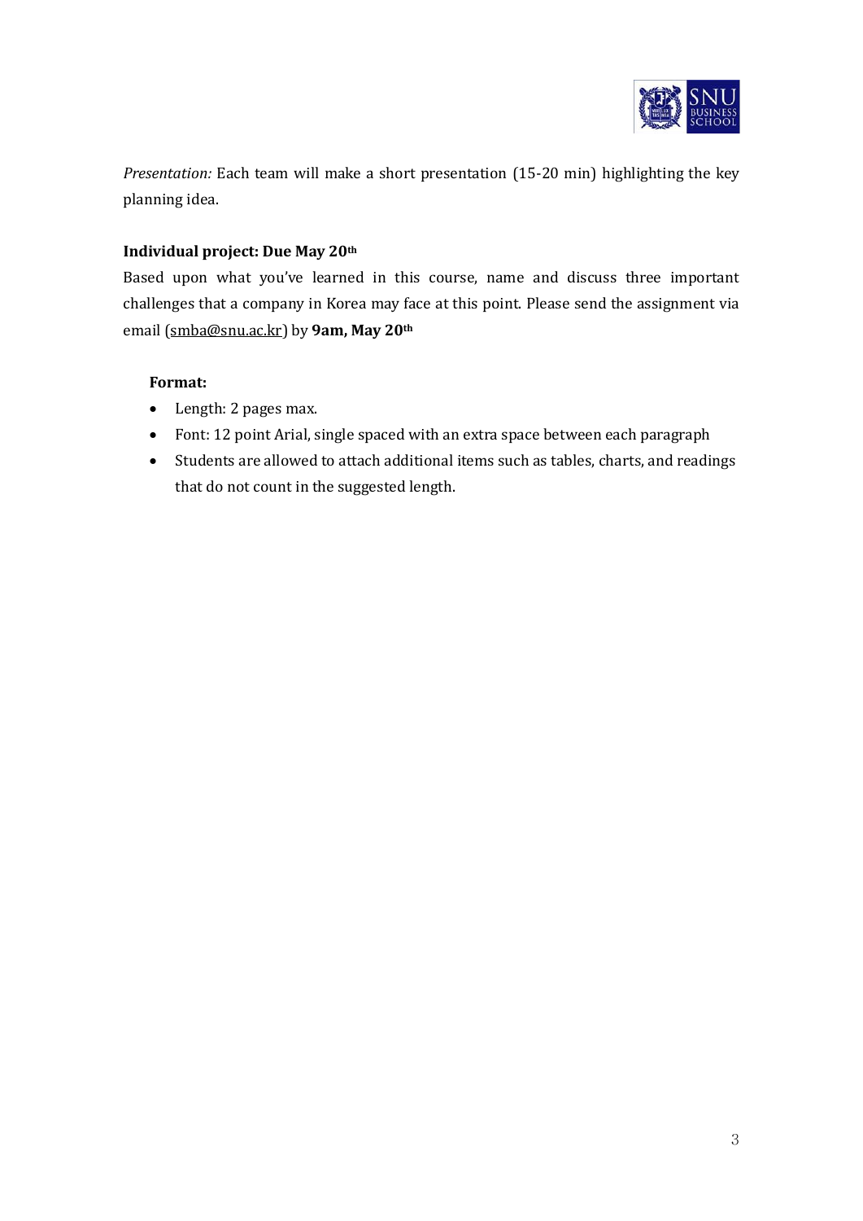*Presentation:* Each team will make a short presentation (15-20 min) highlighting the key planning idea.

**Individual project: Due May 20th**

Based upon what you've learned in this course, name and discuss three important challenges that a company in Korea may face at this point. Please send the assignment via email (smba@snu.ac.kr) by **9am, May 20th**

**Format:**

- Length: 2 pages max.
- Font: 12 point Arial, single spaced with an extra space between each paragraph
- Students are allowed to attach additional items such as tables, charts, and readings that do not count in the suggested length.